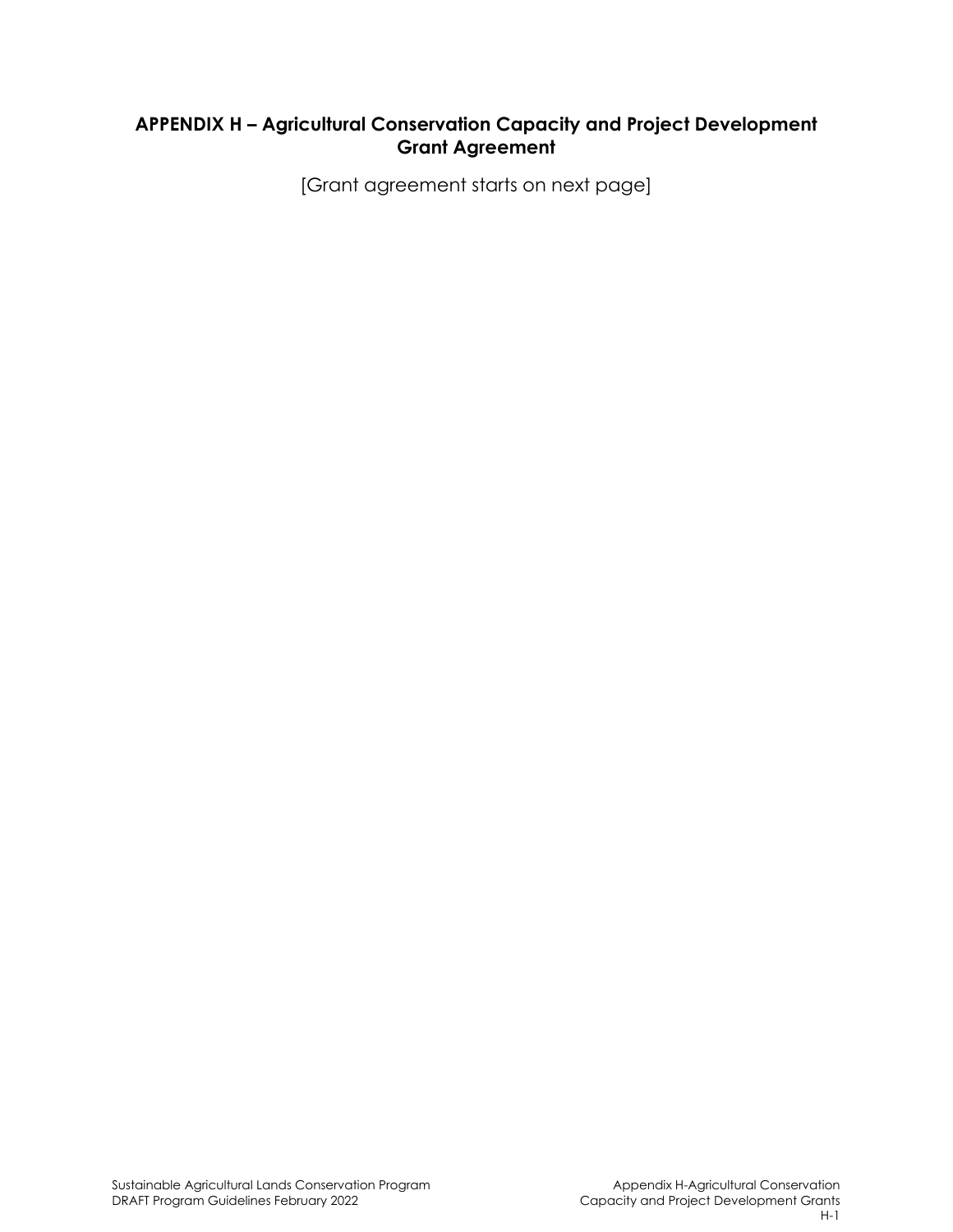## APPENDIX H – Agricultural Conservation Capacity and Project Development Grant Agreement

[Grant agreement starts on next page]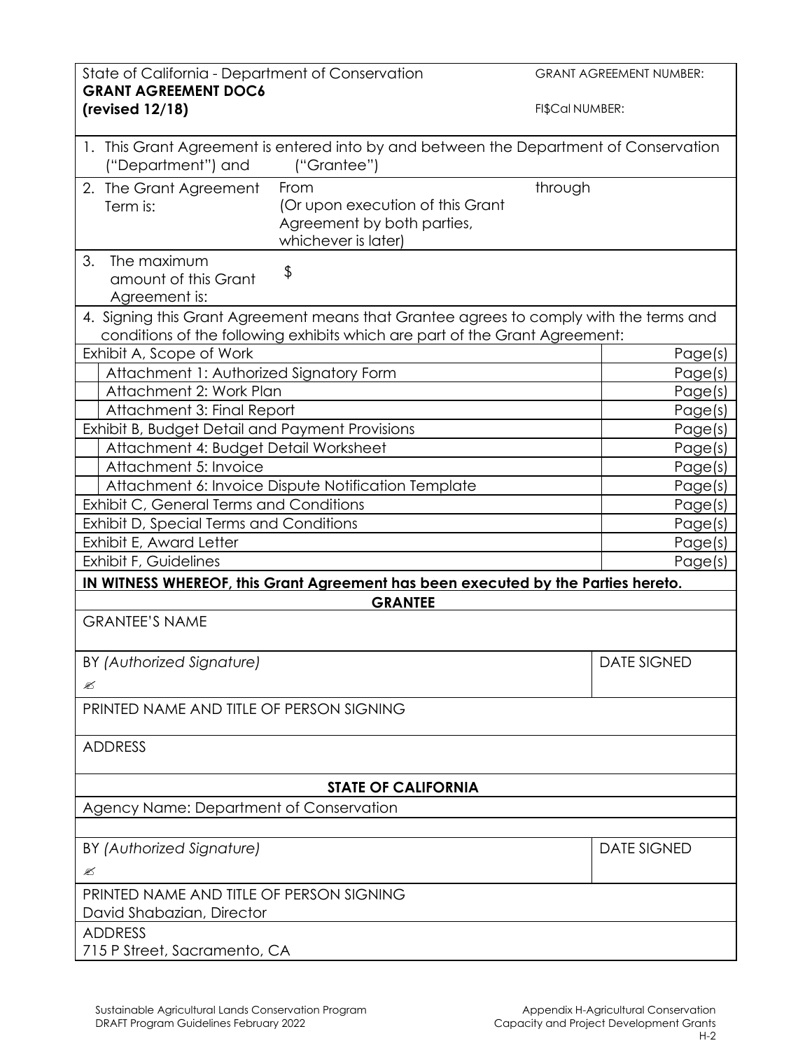| State of California - Department of Conservation **GRANT AGREEMENT DOC6** **(revised 12/18)** | GRANT AGREEMENT NUMBER: FI$Cal NUMBER: |
|---|---|

1. This Grant Agreement is entered into by and between the Department of Conservation ("Department") and ("Grantee")

| 2. The Grant Agreement Term is: | From (Or upon execution of this Grant Agreement by both parties, whichever is later) | through |
|---|---|---|

| 3. The maximum amount of this Grant Agreement is: | $ |
|---|---|

4. Signing this Grant Agreement means that Grantee agrees to comply with the terms and conditions of the following exhibits which are part of the Grant Agreement:

| Exhibit | Pages |
|---|---|
| Exhibit A, Scope of Work | Page(s) |
| Attachment 1: Authorized Signatory Form | Page(s) |
| Attachment 2: Work Plan | Page(s) |
| Attachment 3: Final Report | Page(s) |
| Exhibit B, Budget Detail and Payment Provisions | Page(s) |
| Attachment 4: Budget Detail Worksheet | Page(s) |
| Attachment 5: Invoice | Page(s) |
| Attachment 6: Invoice Dispute Notification Template | Page(s) |
| Exhibit C, General Terms and Conditions | Page(s) |
| Exhibit D, Special Terms and Conditions | Page(s) |
| Exhibit E, Award Letter | Page(s) |
| Exhibit F, Guidelines | Page(s) |

**IN WITNESS WHEREOF, this Grant Agreement has been executed by the Parties hereto.**

**GRANTEE**

| GRANTEE'S NAME | |
|---|---|
| BY *(Authorized Signature)* ✍ | DATE SIGNED |
| PRINTED NAME AND TITLE OF PERSON SIGNING | |
| ADDRESS | |

**STATE OF CALIFORNIA**

| Agency Name: Department of Conservation | |
|---|---|
| BY *(Authorized Signature)* ✍ | DATE SIGNED |
| PRINTED NAME AND TITLE OF PERSON SIGNING David Shabazian, Director | |
| ADDRESS 715 P Street, Sacramento, CA | |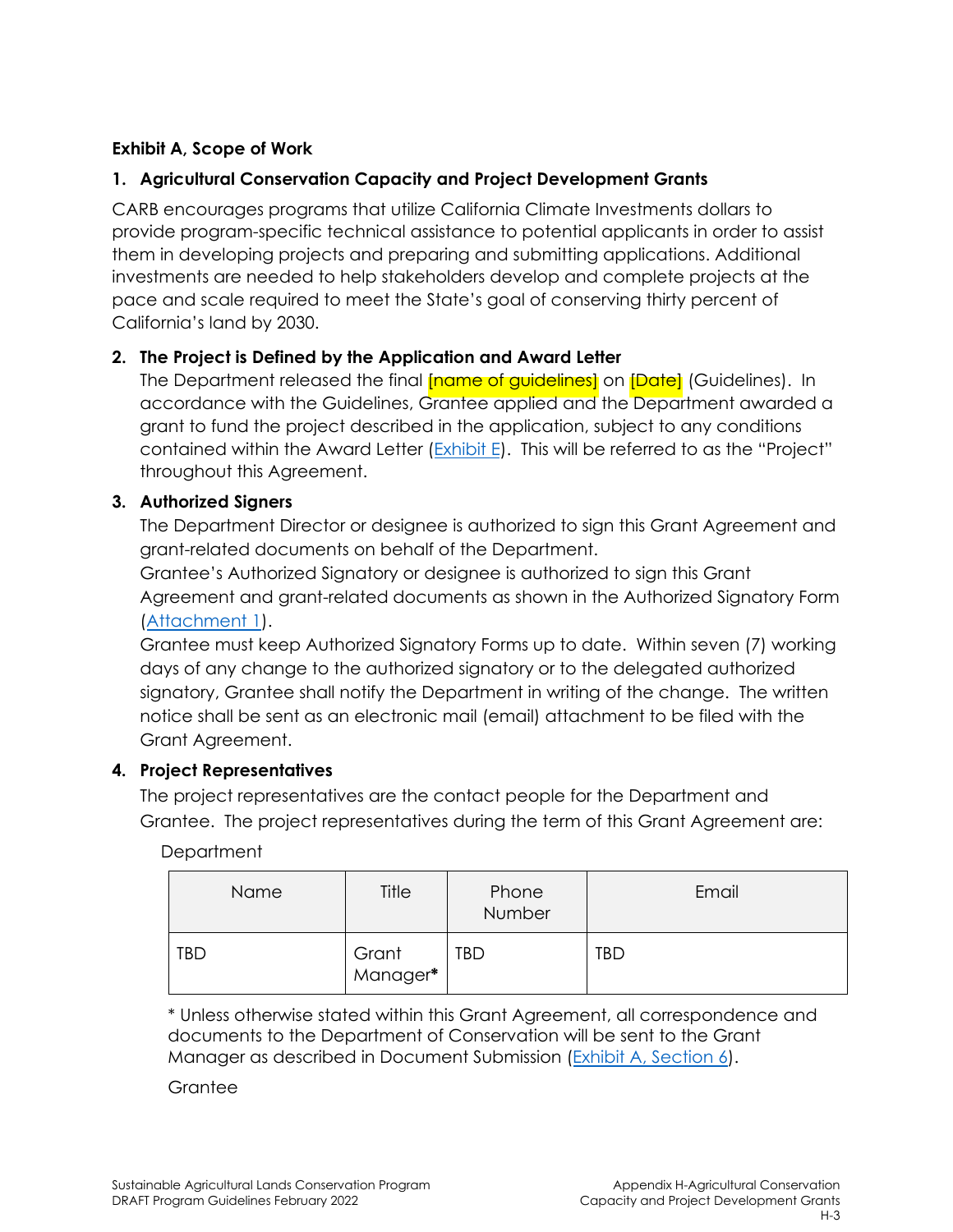**Exhibit A, Scope of Work**

**1. Agricultural Conservation Capacity and Project Development Grants**

CARB encourages programs that utilize California Climate Investments dollars to provide program-specific technical assistance to potential applicants in order to assist them in developing projects and preparing and submitting applications. Additional investments are needed to help stakeholders develop and complete projects at the pace and scale required to meet the State's goal of conserving thirty percent of California's land by 2030.

**2. The Project is Defined by the Application and Award Letter**

The Department released the final [name of guidelines] on [Date] (Guidelines). In accordance with the Guidelines, Grantee applied and the Department awarded a grant to fund the project described in the application, subject to any conditions contained within the Award Letter (Exhibit E). This will be referred to as the "Project" throughout this Agreement.

**3. Authorized Signers**

The Department Director or designee is authorized to sign this Grant Agreement and grant-related documents on behalf of the Department.

Grantee's Authorized Signatory or designee is authorized to sign this Grant Agreement and grant-related documents as shown in the Authorized Signatory Form (Attachment 1).

Grantee must keep Authorized Signatory Forms up to date. Within seven (7) working days of any change to the authorized signatory or to the delegated authorized signatory, Grantee shall notify the Department in writing of the change. The written notice shall be sent as an electronic mail (email) attachment to be filed with the Grant Agreement.

**4. Project Representatives**

The project representatives are the contact people for the Department and Grantee. The project representatives during the term of this Grant Agreement are:

Department

| Name | Title | Phone Number | Email |
|---|---|---|---|
| TBD | Grant Manager* | TBD | TBD |

* Unless otherwise stated within this Grant Agreement, all correspondence and documents to the Department of Conservation will be sent to the Grant Manager as described in Document Submission (Exhibit A, Section 6).

Grantee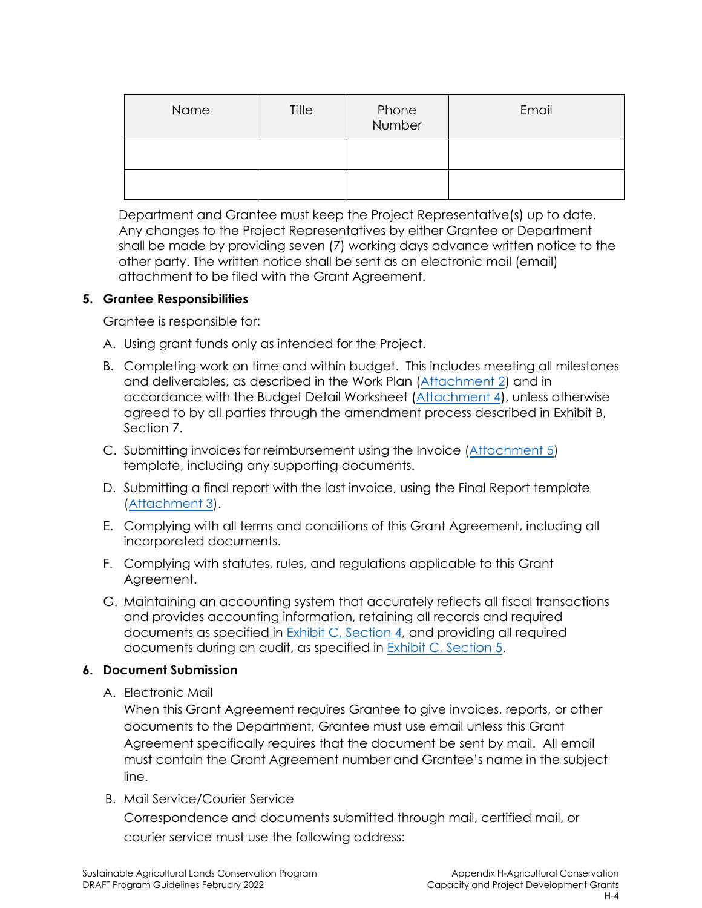| Name | Title | Phone Number | Email |
|---|---|---|---|
| | | | |
| | | | |

Department and Grantee must keep the Project Representative(s) up to date. Any changes to the Project Representatives by either Grantee or Department shall be made by providing seven (7) working days advance written notice to the other party. The written notice shall be sent as an electronic mail (email) attachment to be filed with the Grant Agreement.

**5. Grantee Responsibilities**

Grantee is responsible for:

A. Using grant funds only as intended for the Project.

B. Completing work on time and within budget. This includes meeting all milestones and deliverables, as described in the Work Plan (Attachment 2) and in accordance with the Budget Detail Worksheet (Attachment 4), unless otherwise agreed to by all parties through the amendment process described in Exhibit B, Section 7.

C. Submitting invoices for reimbursement using the Invoice (Attachment 5) template, including any supporting documents.

D. Submitting a final report with the last invoice, using the Final Report template (Attachment 3).

E. Complying with all terms and conditions of this Grant Agreement, including all incorporated documents.

F. Complying with statutes, rules, and regulations applicable to this Grant Agreement.

G. Maintaining an accounting system that accurately reflects all fiscal transactions and provides accounting information, retaining all records and required documents as specified in Exhibit C, Section 4, and providing all required documents during an audit, as specified in Exhibit C, Section 5.

**6. Document Submission**

A. Electronic Mail
When this Grant Agreement requires Grantee to give invoices, reports, or other documents to the Department, Grantee must use email unless this Grant Agreement specifically requires that the document be sent by mail. All email must contain the Grant Agreement number and Grantee's name in the subject line.

B. Mail Service/Courier Service
Correspondence and documents submitted through mail, certified mail, or courier service must use the following address: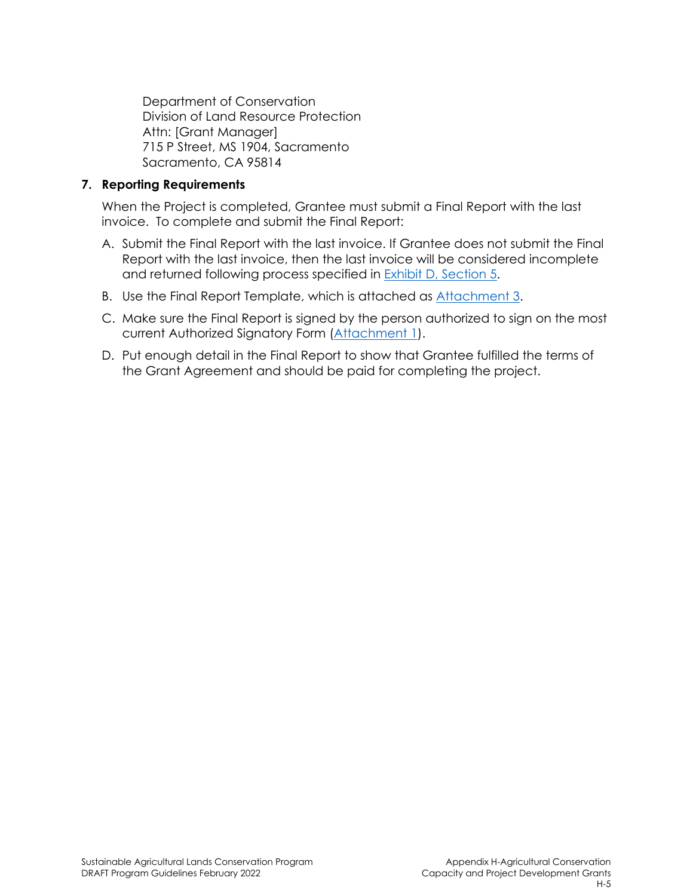Department of Conservation
Division of Land Resource Protection
Attn: [Grant Manager]
715 P Street, MS 1904, Sacramento
Sacramento, CA 95814

**7. Reporting Requirements**

When the Project is completed, Grantee must submit a Final Report with the last invoice. To complete and submit the Final Report:

A. Submit the Final Report with the last invoice. If Grantee does not submit the Final Report with the last invoice, then the last invoice will be considered incomplete and returned following process specified in Exhibit D, Section 5.

B. Use the Final Report Template, which is attached as Attachment 3.

C. Make sure the Final Report is signed by the person authorized to sign on the most current Authorized Signatory Form (Attachment 1).

D. Put enough detail in the Final Report to show that Grantee fulfilled the terms of the Grant Agreement and should be paid for completing the project.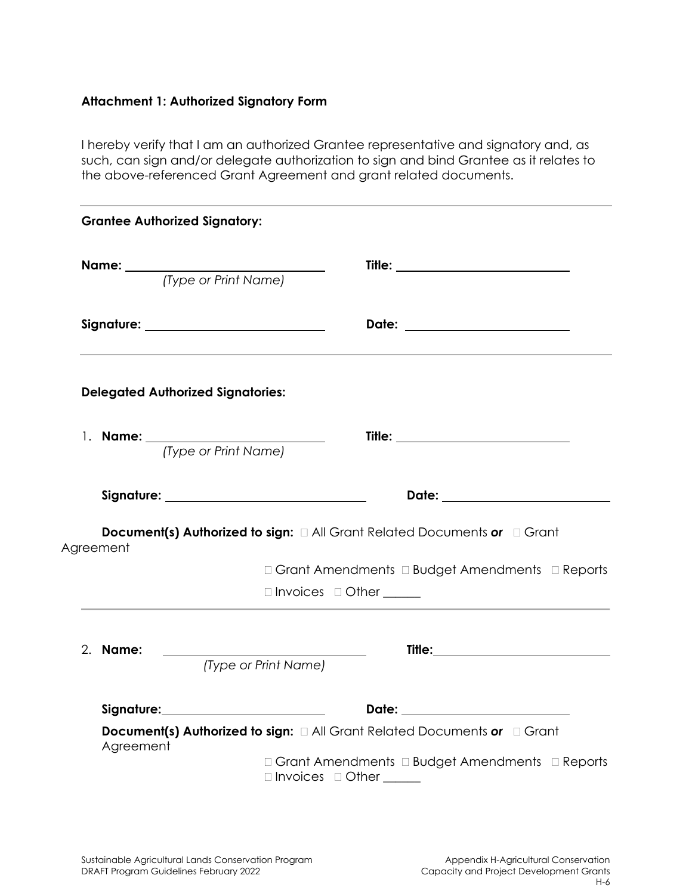**Attachment 1: Authorized Signatory Form**

I hereby verify that I am an authorized Grantee representative and signatory and, as such, can sign and/or delegate authorization to sign and bind Grantee as it relates to the above-referenced Grant Agreement and grant related documents.

---

**Grantee Authorized Signatory:**

**Name:** ______________________________ **Title:** ______________________________
*(Type or Print Name)*

**Signature:** ______________________________ **Date:** ______________________________

---

**Delegated Authorized Signatories:**

1. **Name:** ______________________________ **Title:** ______________________________
*(Type or Print Name)*

**Signature:** ______________________________ **Date:** ______________________________

**Document(s) Authorized to sign:** ☐ All Grant Related Documents ***or*** ☐ Grant Agreement

☐ Grant Amendments ☐ Budget Amendments ☐ Reports

☐ Invoices ☐ Other ______

---

2. **Name:** ______________________________ **Title:** ______________________________
*(Type or Print Name)*

**Signature:** ______________________________ **Date:** ______________________________

**Document(s) Authorized to sign:** ☐ All Grant Related Documents ***or*** ☐ Grant Agreement

☐ Grant Amendments ☐ Budget Amendments ☐ Reports

☐ Invoices ☐ Other ______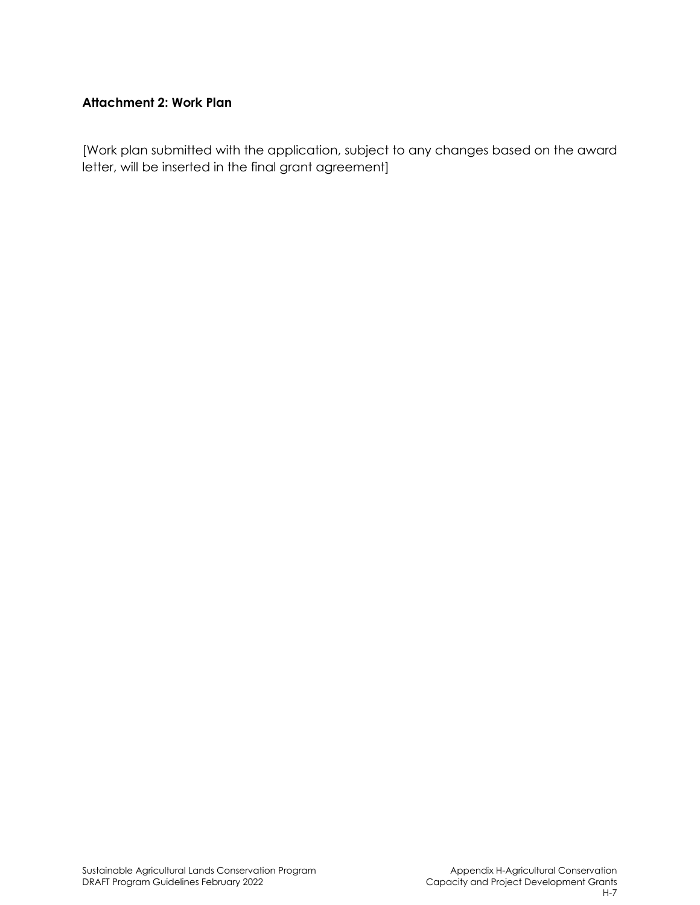**Attachment 2: Work Plan**

[Work plan submitted with the application, subject to any changes based on the award letter, will be inserted in the final grant agreement]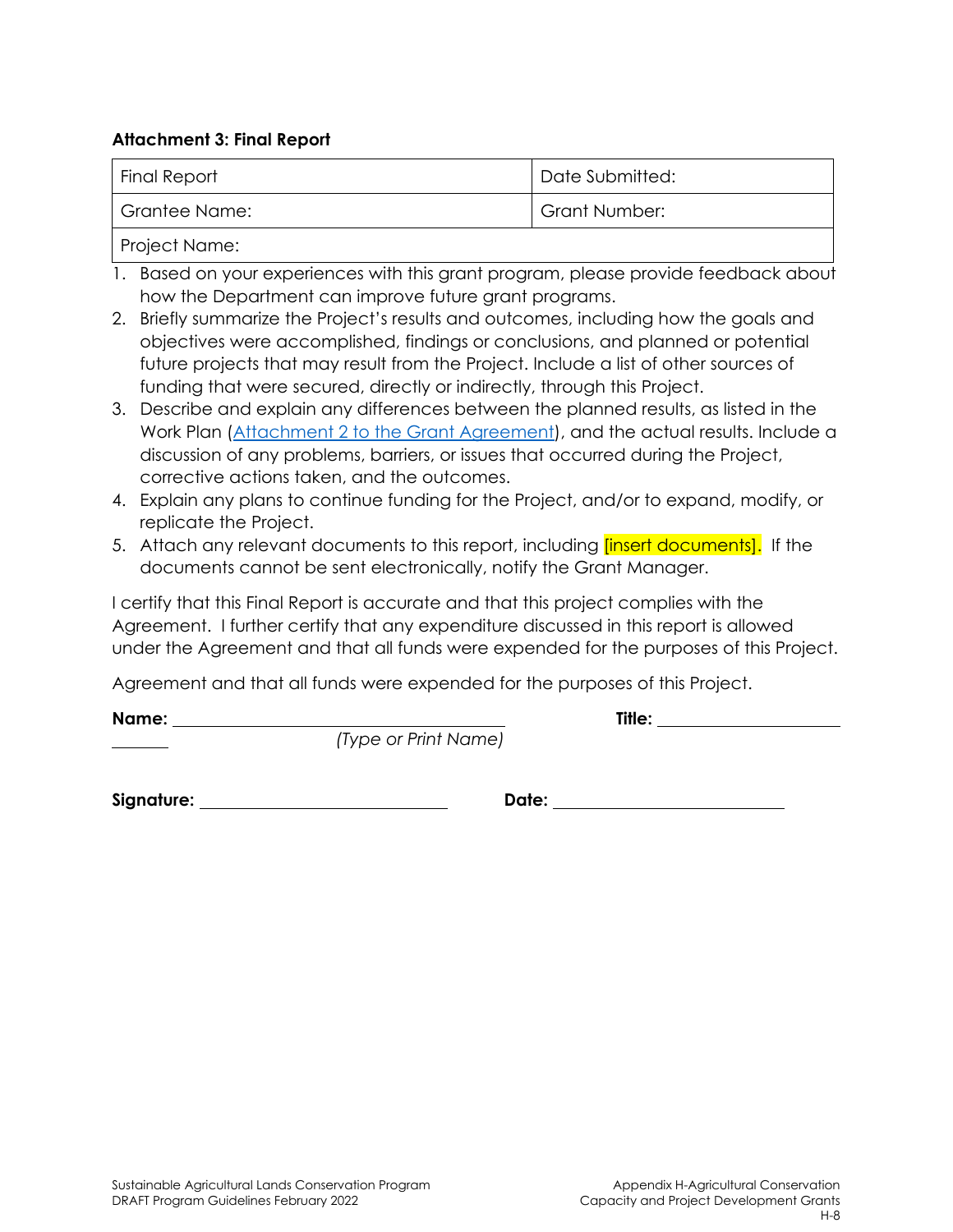**Attachment 3: Final Report**

| Final Report | Date Submitted: |
| --- | --- |
| Grantee Name: | Grant Number: |
| Project Name: | |

1. Based on your experiences with this grant program, please provide feedback about how the Department can improve future grant programs.
2. Briefly summarize the Project's results and outcomes, including how the goals and objectives were accomplished, findings or conclusions, and planned or potential future projects that may result from the Project. Include a list of other sources of funding that were secured, directly or indirectly, through this Project.
3. Describe and explain any differences between the planned results, as listed in the Work Plan (Attachment 2 to the Grant Agreement), and the actual results. Include a discussion of any problems, barriers, or issues that occurred during the Project, corrective actions taken, and the outcomes.
4. Explain any plans to continue funding for the Project, and/or to expand, modify, or replicate the Project.
5. Attach any relevant documents to this report, including [insert documents]. If the documents cannot be sent electronically, notify the Grant Manager.

I certify that this Final Report is accurate and that this project complies with the Agreement. I further certify that any expenditure discussed in this report is allowed under the Agreement and that all funds were expended for the purposes of this Project.

Agreement and that all funds were expended for the purposes of this Project.

**Name:** ______________________________ **Title:** ____________________
*(Type or Print Name)*

**Signature:** ______________________ **Date:** ____________________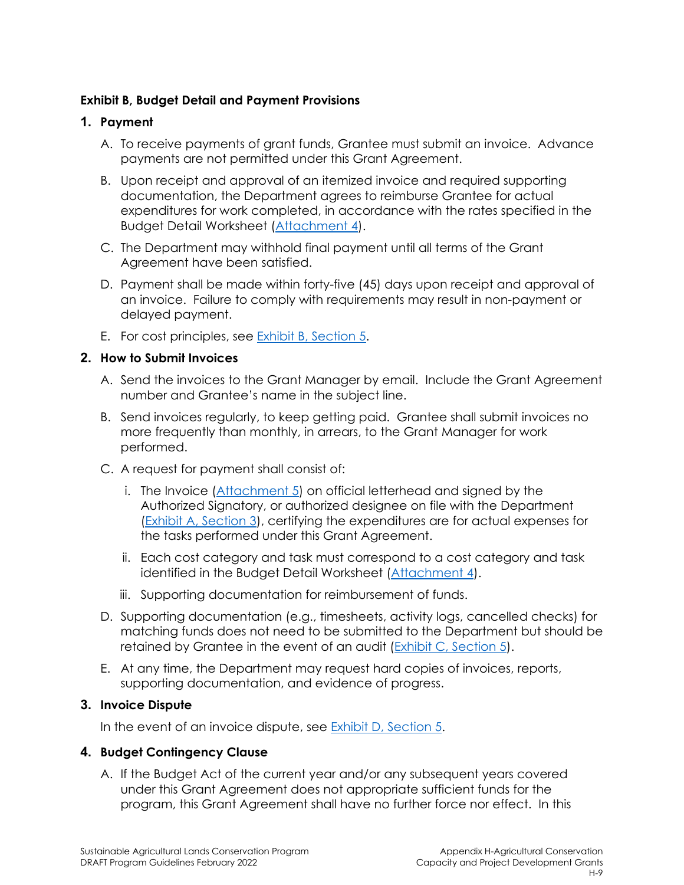**Exhibit B, Budget Detail and Payment Provisions**

**1. Payment**

A. To receive payments of grant funds, Grantee must submit an invoice. Advance payments are not permitted under this Grant Agreement.

B. Upon receipt and approval of an itemized invoice and required supporting documentation, the Department agrees to reimburse Grantee for actual expenditures for work completed, in accordance with the rates specified in the Budget Detail Worksheet (Attachment 4).

C. The Department may withhold final payment until all terms of the Grant Agreement have been satisfied.

D. Payment shall be made within forty-five (45) days upon receipt and approval of an invoice. Failure to comply with requirements may result in non-payment or delayed payment.

E. For cost principles, see Exhibit B, Section 5.

**2. How to Submit Invoices**

A. Send the invoices to the Grant Manager by email. Include the Grant Agreement number and Grantee's name in the subject line.

B. Send invoices regularly, to keep getting paid. Grantee shall submit invoices no more frequently than monthly, in arrears, to the Grant Manager for work performed.

C. A request for payment shall consist of:

   i. The Invoice (Attachment 5) on official letterhead and signed by the Authorized Signatory, or authorized designee on file with the Department (Exhibit A, Section 3), certifying the expenditures are for actual expenses for the tasks performed under this Grant Agreement.

   ii. Each cost category and task must correspond to a cost category and task identified in the Budget Detail Worksheet (Attachment 4).

   iii. Supporting documentation for reimbursement of funds.

D. Supporting documentation (e.g., timesheets, activity logs, cancelled checks) for matching funds does not need to be submitted to the Department but should be retained by Grantee in the event of an audit (Exhibit C, Section 5).

E. At any time, the Department may request hard copies of invoices, reports, supporting documentation, and evidence of progress.

**3. Invoice Dispute**

In the event of an invoice dispute, see Exhibit D, Section 5.

**4. Budget Contingency Clause**

A. If the Budget Act of the current year and/or any subsequent years covered under this Grant Agreement does not appropriate sufficient funds for the program, this Grant Agreement shall have no further force nor effect. In this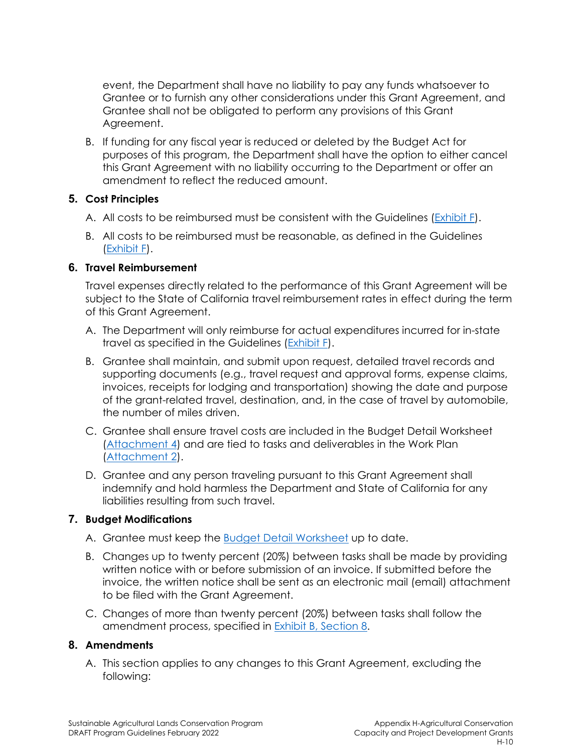event, the Department shall have no liability to pay any funds whatsoever to Grantee or to furnish any other considerations under this Grant Agreement, and Grantee shall not be obligated to perform any provisions of this Grant Agreement.

B. If funding for any fiscal year is reduced or deleted by the Budget Act for purposes of this program, the Department shall have the option to either cancel this Grant Agreement with no liability occurring to the Department or offer an amendment to reflect the reduced amount.

### 5. Cost Principles

A. All costs to be reimbursed must be consistent with the Guidelines (Exhibit F).

B. All costs to be reimbursed must be reasonable, as defined in the Guidelines (Exhibit F).

### 6. Travel Reimbursement

Travel expenses directly related to the performance of this Grant Agreement will be subject to the State of California travel reimbursement rates in effect during the term of this Grant Agreement.

A. The Department will only reimburse for actual expenditures incurred for in-state travel as specified in the Guidelines (Exhibit F).

B. Grantee shall maintain, and submit upon request, detailed travel records and supporting documents (e.g., travel request and approval forms, expense claims, invoices, receipts for lodging and transportation) showing the date and purpose of the grant-related travel, destination, and, in the case of travel by automobile, the number of miles driven.

C. Grantee shall ensure travel costs are included in the Budget Detail Worksheet (Attachment 4) and are tied to tasks and deliverables in the Work Plan (Attachment 2).

D. Grantee and any person traveling pursuant to this Grant Agreement shall indemnify and hold harmless the Department and State of California for any liabilities resulting from such travel.

### 7. Budget Modifications

A. Grantee must keep the Budget Detail Worksheet up to date.

B. Changes up to twenty percent (20%) between tasks shall be made by providing written notice with or before submission of an invoice. If submitted before the invoice, the written notice shall be sent as an electronic mail (email) attachment to be filed with the Grant Agreement.

C. Changes of more than twenty percent (20%) between tasks shall follow the amendment process, specified in Exhibit B, Section 8.

### 8. Amendments

A. This section applies to any changes to this Grant Agreement, excluding the following: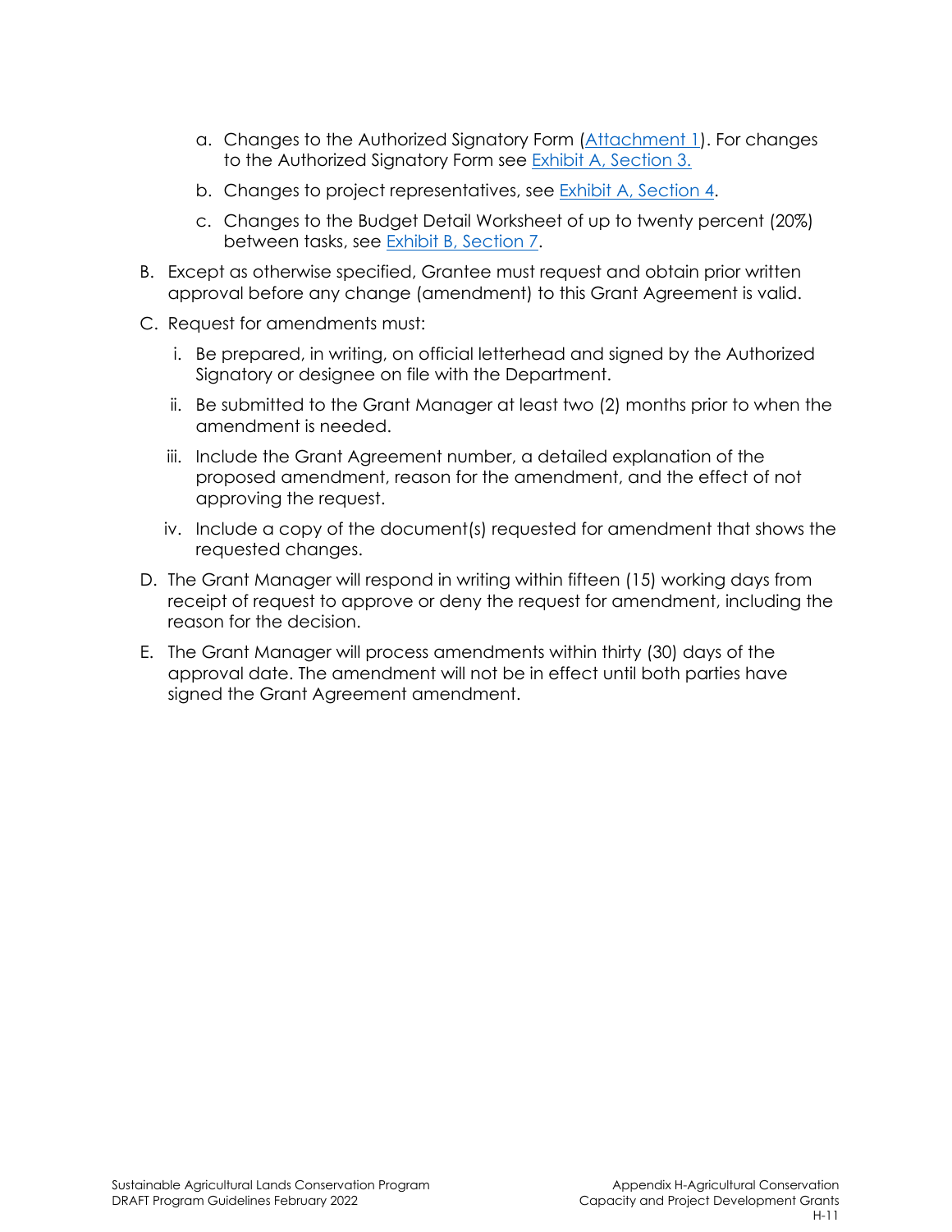a. Changes to the Authorized Signatory Form (Attachment 1). For changes to the Authorized Signatory Form see Exhibit A, Section 3.

b. Changes to project representatives, see Exhibit A, Section 4.

c. Changes to the Budget Detail Worksheet of up to twenty percent (20%) between tasks, see Exhibit B, Section 7.

B. Except as otherwise specified, Grantee must request and obtain prior written approval before any change (amendment) to this Grant Agreement is valid.

C. Request for amendments must:

i. Be prepared, in writing, on official letterhead and signed by the Authorized Signatory or designee on file with the Department.

ii. Be submitted to the Grant Manager at least two (2) months prior to when the amendment is needed.

iii. Include the Grant Agreement number, a detailed explanation of the proposed amendment, reason for the amendment, and the effect of not approving the request.

iv. Include a copy of the document(s) requested for amendment that shows the requested changes.

D. The Grant Manager will respond in writing within fifteen (15) working days from receipt of request to approve or deny the request for amendment, including the reason for the decision.

E. The Grant Manager will process amendments within thirty (30) days of the approval date. The amendment will not be in effect until both parties have signed the Grant Agreement amendment.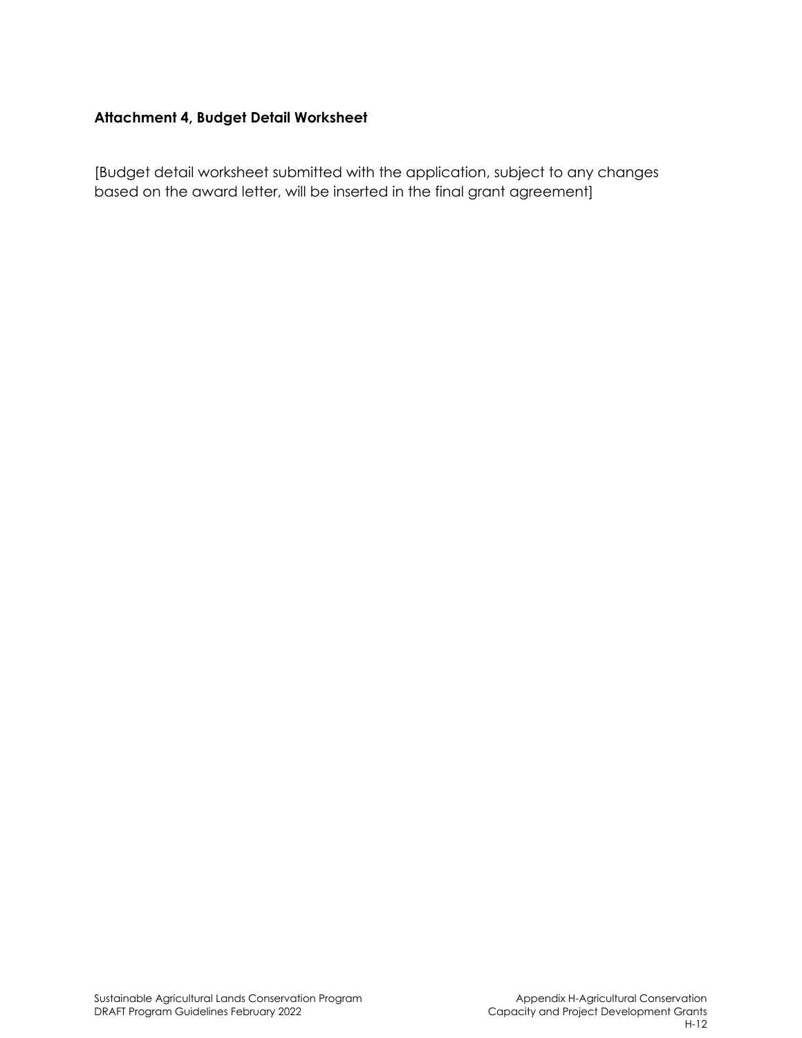### Attachment 4, Budget Detail Worksheet

[Budget detail worksheet submitted with the application, subject to any changes based on the award letter, will be inserted in the final grant agreement]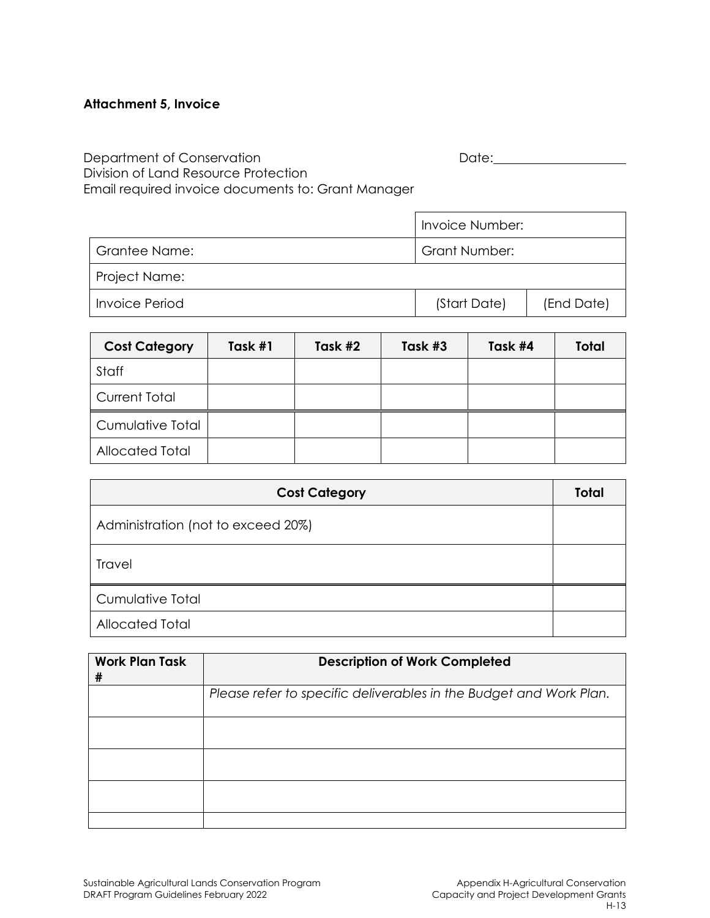**Attachment 5, Invoice**

Department of Conservation
Division of Land Resource Protection
Email required invoice documents to: Grant Manager

Date:\_\_\_\_\_\_\_\_\_\_\_\_\_\_\_\_\_\_\_\_

| | Invoice Number: | |
|---|---|---|
| Grantee Name: | Grant Number: | |
| Project Name: | | |
| Invoice Period | (Start Date) | (End Date) |

| Cost Category | Task #1 | Task #2 | Task #3 | Task #4 | Total |
|---|---|---|---|---|---|
| Staff | | | | | |
| Current Total | | | | | |
| Cumulative Total | | | | | |
| Allocated Total | | | | | |

| Cost Category | Total |
|---|---|
| Administration (not to exceed 20%) | |
| Travel | |
| Cumulative Total | |
| Allocated Total | |

| Work Plan Task # | Description of Work Completed |
|---|---|
| | *Please refer to specific deliverables in the Budget and Work Plan.* |
| | |
| | |
| | |
| | |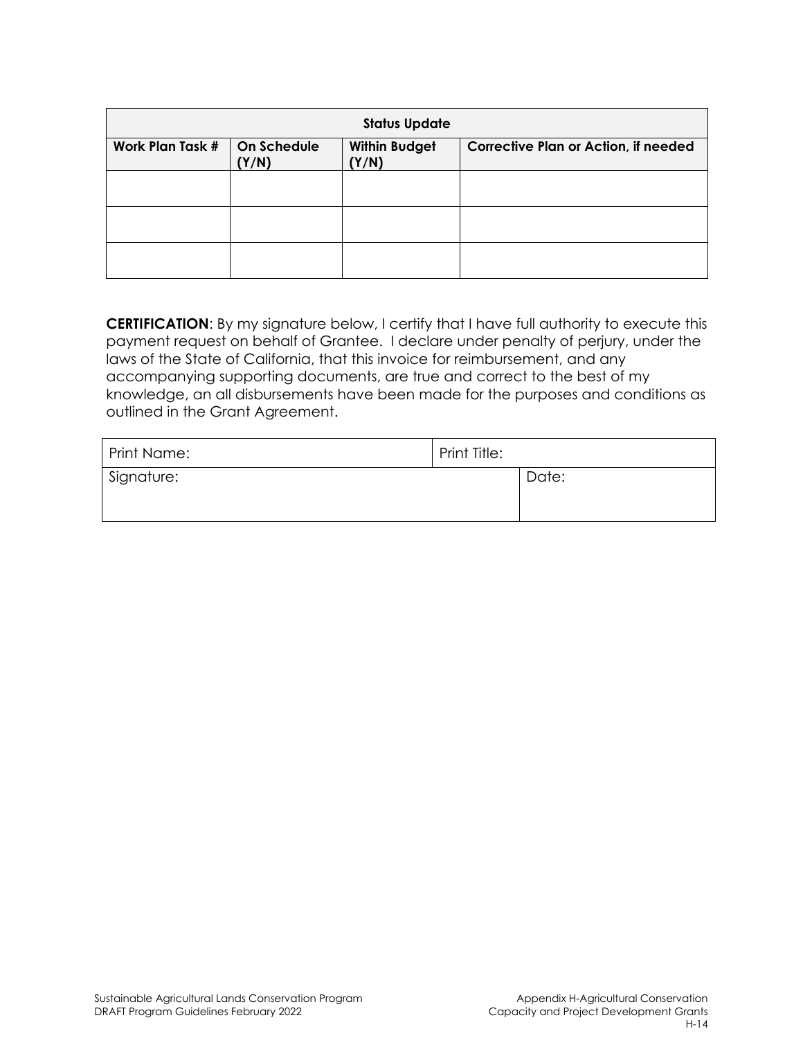| Status Update | | | |
|---|---|---|---|
| **Work Plan Task #** | **On Schedule (Y/N)** | **Within Budget (Y/N)** | **Corrective Plan or Action, if needed** |
| | | | |
| | | | |
| | | | |

**CERTIFICATION**: By my signature below, I certify that I have full authority to execute this payment request on behalf of Grantee. I declare under penalty of perjury, under the laws of the State of California, that this invoice for reimbursement, and any accompanying supporting documents, are true and correct to the best of my knowledge, an all disbursements have been made for the purposes and conditions as outlined in the Grant Agreement.

| Print Name: | Print Title: | |
|---|---|---|
| Signature: | | Date: |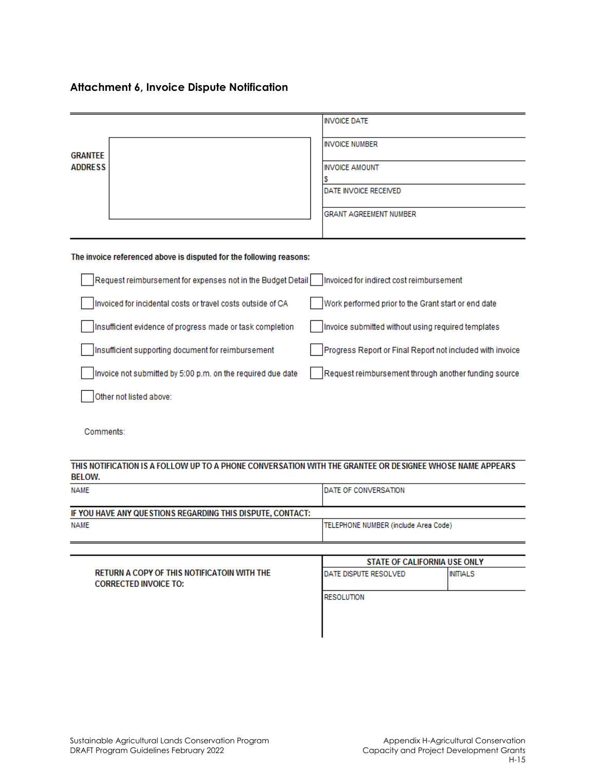## Attachment 6, Invoice Dispute Notification

| GRANTEE ADDRESS | | INVOICE DATE |
|---|---|---|
| | | INVOICE NUMBER |
| | | INVOICE AMOUNT<br>$ |
| | | DATE INVOICE RECEIVED |
| | | GRANT AGREEMENT NUMBER |

**The invoice referenced above is disputed for the following reasons:**

- ☐ Request reimbursement for expenses not in the Budget Detail
- ☐ Invoiced for indirect cost reimbursement
- ☐ Invoiced for incidental costs or travel costs outside of CA
- ☐ Work performed prior to the Grant start or end date
- ☐ Insufficient evidence of progress made or task completion
- ☐ Invoice submitted without using required templates
- ☐ Insufficient supporting document for reimbursement
- ☐ Progress Report or Final Report not included with invoice
- ☐ Invoice not submitted by 5:00 p.m. on the required due date
- ☐ Request reimbursement through another funding source
- ☐ Other not listed above:

Comments:

**THIS NOTIFICATION IS A FOLLOW UP TO A PHONE CONVERSATION WITH THE GRANTEE OR DESIGNEE WHOSE NAME APPEARS BELOW.**

| NAME | DATE OF CONVERSATION |
|---|---|
| | |

**IF YOU HAVE ANY QUESTIONS REGARDING THIS DISPUTE, CONTACT:**

| NAME | TELEPHONE NUMBER (include Area Code) |
|---|---|
| | |

**RETURN A COPY OF THIS NOTIFICATOIN WITH THE CORRECTED INVOICE TO:**

| STATE OF CALIFORNIA USE ONLY | |
|---|---|
| DATE DISPUTE RESOLVED | INITIALS |
| RESOLUTION | |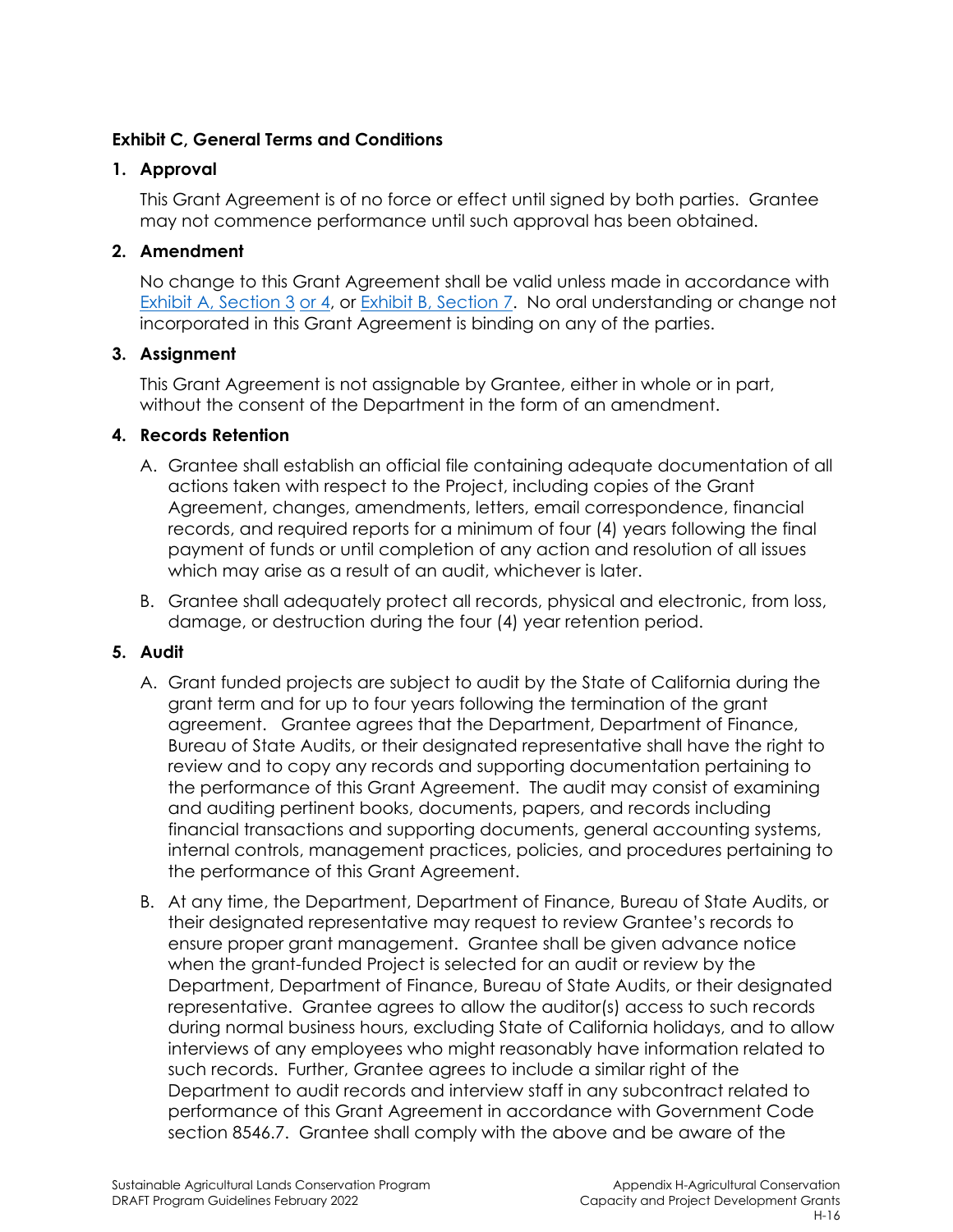**Exhibit C, General Terms and Conditions**

**1. Approval**

This Grant Agreement is of no force or effect until signed by both parties. Grantee may not commence performance until such approval has been obtained.

**2. Amendment**

No change to this Grant Agreement shall be valid unless made in accordance with Exhibit A, Section 3 or 4, or Exhibit B, Section 7. No oral understanding or change not incorporated in this Grant Agreement is binding on any of the parties.

**3. Assignment**

This Grant Agreement is not assignable by Grantee, either in whole or in part, without the consent of the Department in the form of an amendment.

**4. Records Retention**

A. Grantee shall establish an official file containing adequate documentation of all actions taken with respect to the Project, including copies of the Grant Agreement, changes, amendments, letters, email correspondence, financial records, and required reports for a minimum of four (4) years following the final payment of funds or until completion of any action and resolution of all issues which may arise as a result of an audit, whichever is later.

B. Grantee shall adequately protect all records, physical and electronic, from loss, damage, or destruction during the four (4) year retention period.

**5. Audit**

A. Grant funded projects are subject to audit by the State of California during the grant term and for up to four years following the termination of the grant agreement. Grantee agrees that the Department, Department of Finance, Bureau of State Audits, or their designated representative shall have the right to review and to copy any records and supporting documentation pertaining to the performance of this Grant Agreement. The audit may consist of examining and auditing pertinent books, documents, papers, and records including financial transactions and supporting documents, general accounting systems, internal controls, management practices, policies, and procedures pertaining to the performance of this Grant Agreement.

B. At any time, the Department, Department of Finance, Bureau of State Audits, or their designated representative may request to review Grantee's records to ensure proper grant management. Grantee shall be given advance notice when the grant-funded Project is selected for an audit or review by the Department, Department of Finance, Bureau of State Audits, or their designated representative. Grantee agrees to allow the auditor(s) access to such records during normal business hours, excluding State of California holidays, and to allow interviews of any employees who might reasonably have information related to such records. Further, Grantee agrees to include a similar right of the Department to audit records and interview staff in any subcontract related to performance of this Grant Agreement in accordance with Government Code section 8546.7. Grantee shall comply with the above and be aware of the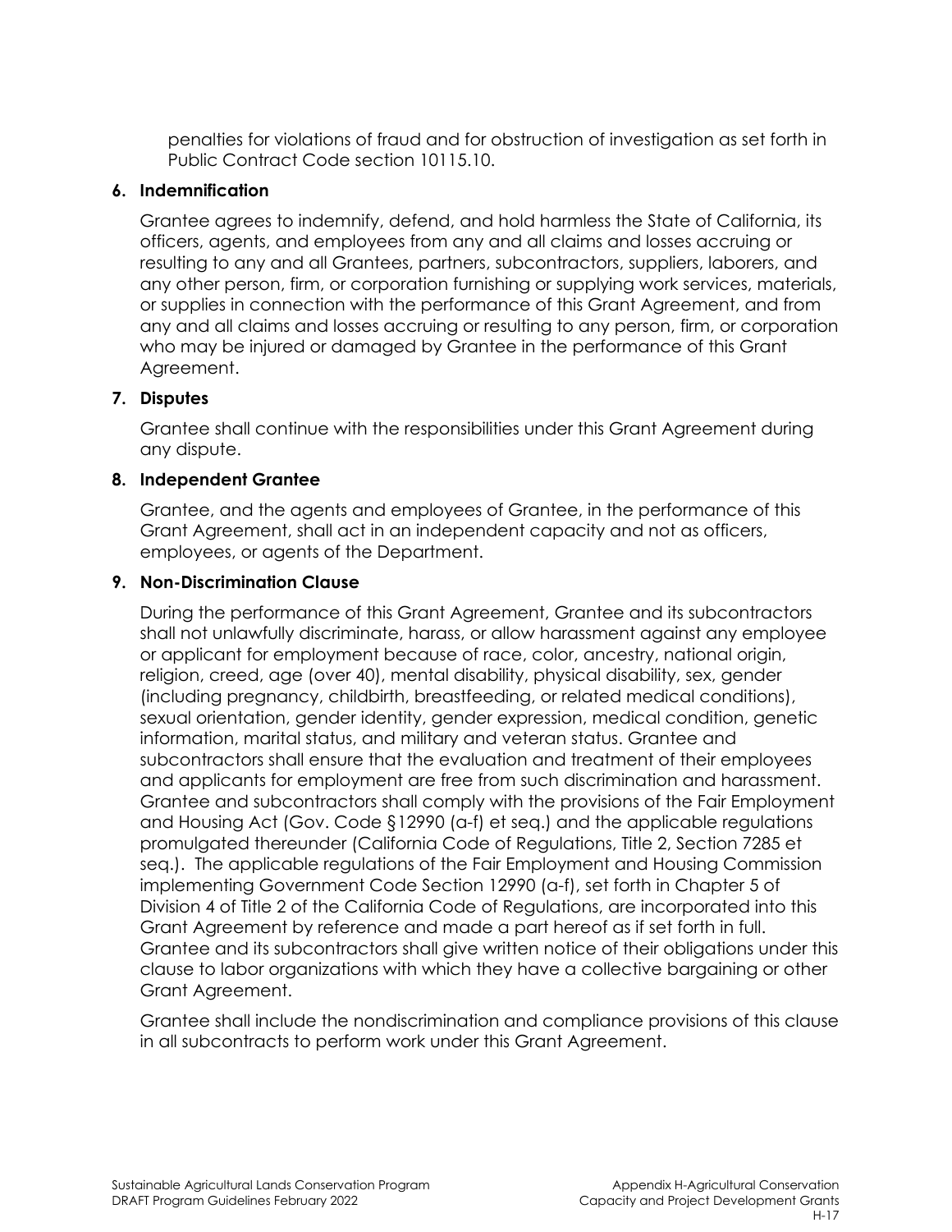penalties for violations of fraud and for obstruction of investigation as set forth in Public Contract Code section 10115.10.

**6. Indemnification**

Grantee agrees to indemnify, defend, and hold harmless the State of California, its officers, agents, and employees from any and all claims and losses accruing or resulting to any and all Grantees, partners, subcontractors, suppliers, laborers, and any other person, firm, or corporation furnishing or supplying work services, materials, or supplies in connection with the performance of this Grant Agreement, and from any and all claims and losses accruing or resulting to any person, firm, or corporation who may be injured or damaged by Grantee in the performance of this Grant Agreement.

**7. Disputes**

Grantee shall continue with the responsibilities under this Grant Agreement during any dispute.

**8. Independent Grantee**

Grantee, and the agents and employees of Grantee, in the performance of this Grant Agreement, shall act in an independent capacity and not as officers, employees, or agents of the Department.

**9. Non-Discrimination Clause**

During the performance of this Grant Agreement, Grantee and its subcontractors shall not unlawfully discriminate, harass, or allow harassment against any employee or applicant for employment because of race, color, ancestry, national origin, religion, creed, age (over 40), mental disability, physical disability, sex, gender (including pregnancy, childbirth, breastfeeding, or related medical conditions), sexual orientation, gender identity, gender expression, medical condition, genetic information, marital status, and military and veteran status. Grantee and subcontractors shall ensure that the evaluation and treatment of their employees and applicants for employment are free from such discrimination and harassment. Grantee and subcontractors shall comply with the provisions of the Fair Employment and Housing Act (Gov. Code §12990 (a-f) et seq.) and the applicable regulations promulgated thereunder (California Code of Regulations, Title 2, Section 7285 et seq.). The applicable regulations of the Fair Employment and Housing Commission implementing Government Code Section 12990 (a-f), set forth in Chapter 5 of Division 4 of Title 2 of the California Code of Regulations, are incorporated into this Grant Agreement by reference and made a part hereof as if set forth in full. Grantee and its subcontractors shall give written notice of their obligations under this clause to labor organizations with which they have a collective bargaining or other Grant Agreement.

Grantee shall include the nondiscrimination and compliance provisions of this clause in all subcontracts to perform work under this Grant Agreement.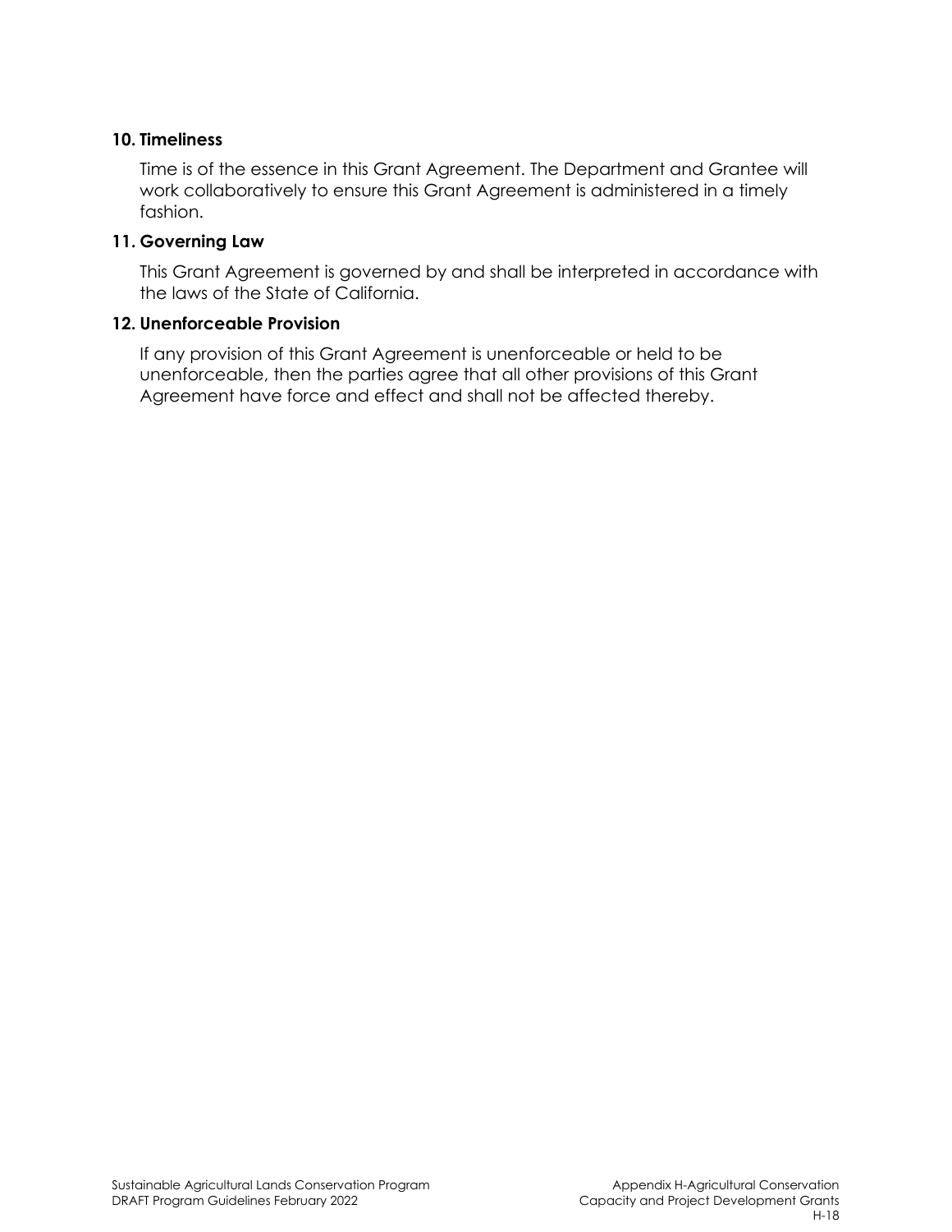**10. Timeliness**

Time is of the essence in this Grant Agreement. The Department and Grantee will work collaboratively to ensure this Grant Agreement is administered in a timely fashion.

**11. Governing Law**

This Grant Agreement is governed by and shall be interpreted in accordance with the laws of the State of California.

**12. Unenforceable Provision**

If any provision of this Grant Agreement is unenforceable or held to be unenforceable, then the parties agree that all other provisions of this Grant Agreement have force and effect and shall not be affected thereby.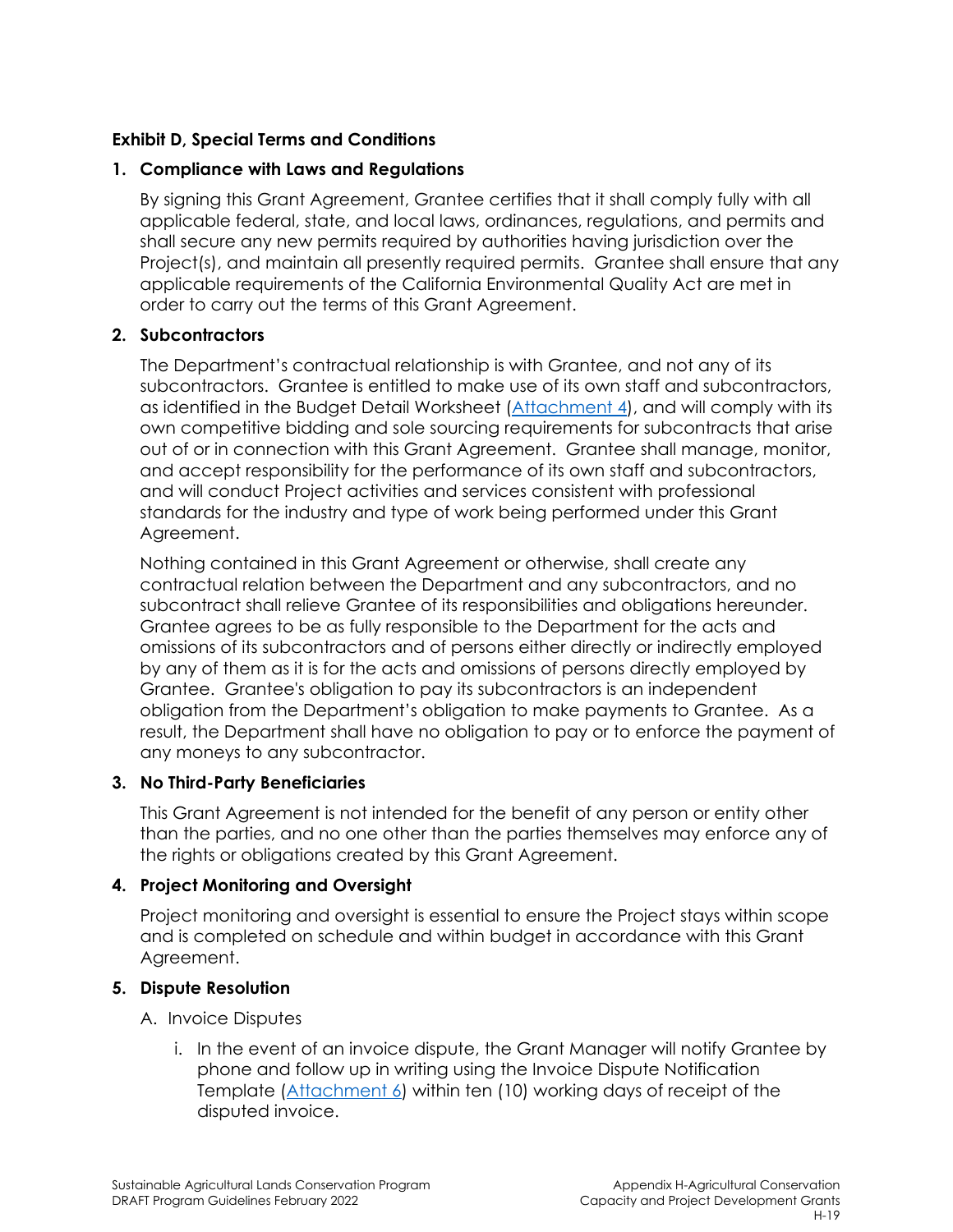**Exhibit D, Special Terms and Conditions**

**1. Compliance with Laws and Regulations**

By signing this Grant Agreement, Grantee certifies that it shall comply fully with all applicable federal, state, and local laws, ordinances, regulations, and permits and shall secure any new permits required by authorities having jurisdiction over the Project(s), and maintain all presently required permits. Grantee shall ensure that any applicable requirements of the California Environmental Quality Act are met in order to carry out the terms of this Grant Agreement.

**2. Subcontractors**

The Department's contractual relationship is with Grantee, and not any of its subcontractors. Grantee is entitled to make use of its own staff and subcontractors, as identified in the Budget Detail Worksheet (Attachment 4), and will comply with its own competitive bidding and sole sourcing requirements for subcontracts that arise out of or in connection with this Grant Agreement. Grantee shall manage, monitor, and accept responsibility for the performance of its own staff and subcontractors, and will conduct Project activities and services consistent with professional standards for the industry and type of work being performed under this Grant Agreement.

Nothing contained in this Grant Agreement or otherwise, shall create any contractual relation between the Department and any subcontractors, and no subcontract shall relieve Grantee of its responsibilities and obligations hereunder. Grantee agrees to be as fully responsible to the Department for the acts and omissions of its subcontractors and of persons either directly or indirectly employed by any of them as it is for the acts and omissions of persons directly employed by Grantee. Grantee's obligation to pay its subcontractors is an independent obligation from the Department's obligation to make payments to Grantee. As a result, the Department shall have no obligation to pay or to enforce the payment of any moneys to any subcontractor.

**3. No Third-Party Beneficiaries**

This Grant Agreement is not intended for the benefit of any person or entity other than the parties, and no one other than the parties themselves may enforce any of the rights or obligations created by this Grant Agreement.

**4. Project Monitoring and Oversight**

Project monitoring and oversight is essential to ensure the Project stays within scope and is completed on schedule and within budget in accordance with this Grant Agreement.

**5. Dispute Resolution**

A. Invoice Disputes

i. In the event of an invoice dispute, the Grant Manager will notify Grantee by phone and follow up in writing using the Invoice Dispute Notification Template (Attachment 6) within ten (10) working days of receipt of the disputed invoice.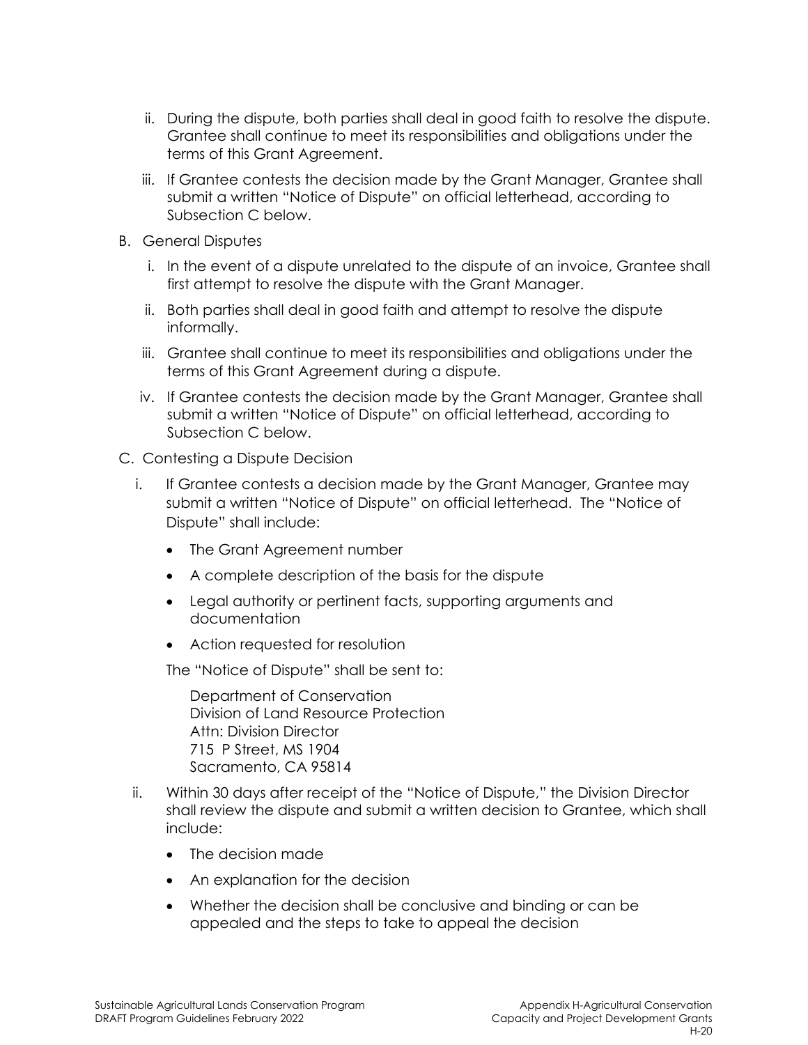ii. During the dispute, both parties shall deal in good faith to resolve the dispute. Grantee shall continue to meet its responsibilities and obligations under the terms of this Grant Agreement.

iii. If Grantee contests the decision made by the Grant Manager, Grantee shall submit a written "Notice of Dispute" on official letterhead, according to Subsection C below.

B. General Disputes

i. In the event of a dispute unrelated to the dispute of an invoice, Grantee shall first attempt to resolve the dispute with the Grant Manager.

ii. Both parties shall deal in good faith and attempt to resolve the dispute informally.

iii. Grantee shall continue to meet its responsibilities and obligations under the terms of this Grant Agreement during a dispute.

iv. If Grantee contests the decision made by the Grant Manager, Grantee shall submit a written "Notice of Dispute" on official letterhead, according to Subsection C below.

C. Contesting a Dispute Decision

i. If Grantee contests a decision made by the Grant Manager, Grantee may submit a written "Notice of Dispute" on official letterhead. The "Notice of Dispute" shall include:

- The Grant Agreement number
- A complete description of the basis for the dispute
- Legal authority or pertinent facts, supporting arguments and documentation
- Action requested for resolution

The "Notice of Dispute" shall be sent to:

Department of Conservation
Division of Land Resource Protection
Attn: Division Director
715 P Street, MS 1904
Sacramento, CA 95814

ii. Within 30 days after receipt of the "Notice of Dispute," the Division Director shall review the dispute and submit a written decision to Grantee, which shall include:

- The decision made
- An explanation for the decision
- Whether the decision shall be conclusive and binding or can be appealed and the steps to take to appeal the decision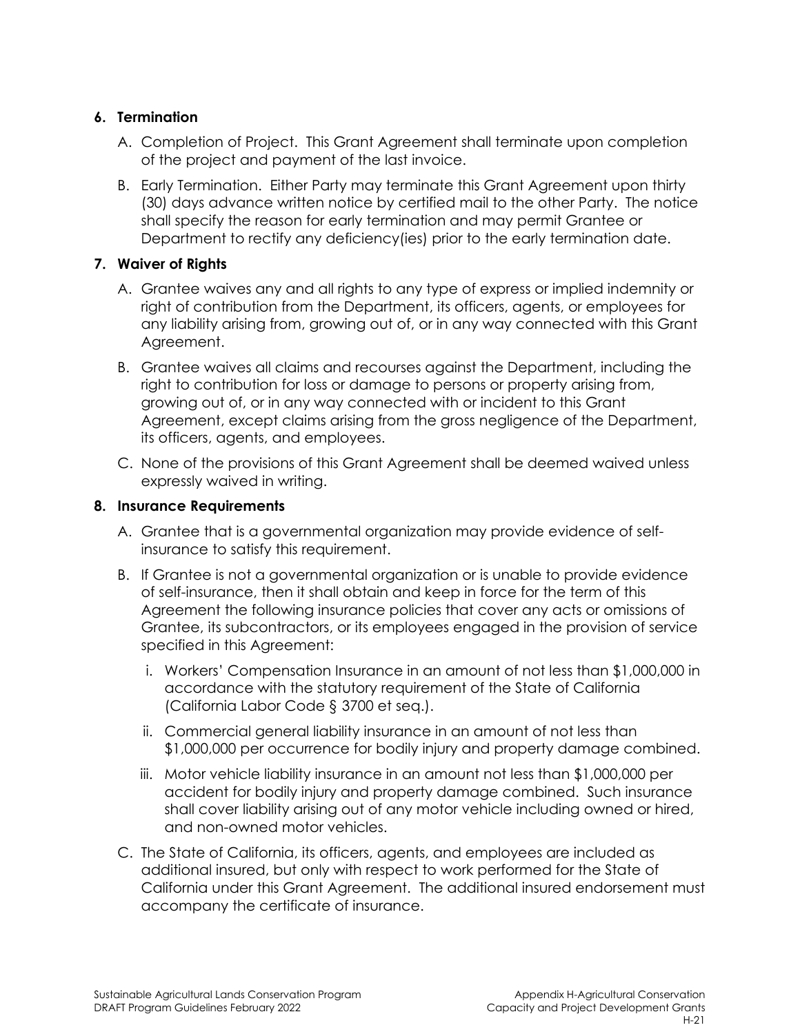**6. Termination**

A. Completion of Project. This Grant Agreement shall terminate upon completion of the project and payment of the last invoice.

B. Early Termination. Either Party may terminate this Grant Agreement upon thirty (30) days advance written notice by certified mail to the other Party. The notice shall specify the reason for early termination and may permit Grantee or Department to rectify any deficiency(ies) prior to the early termination date.

**7. Waiver of Rights**

A. Grantee waives any and all rights to any type of express or implied indemnity or right of contribution from the Department, its officers, agents, or employees for any liability arising from, growing out of, or in any way connected with this Grant Agreement.

B. Grantee waives all claims and recourses against the Department, including the right to contribution for loss or damage to persons or property arising from, growing out of, or in any way connected with or incident to this Grant Agreement, except claims arising from the gross negligence of the Department, its officers, agents, and employees.

C. None of the provisions of this Grant Agreement shall be deemed waived unless expressly waived in writing.

**8. Insurance Requirements**

A. Grantee that is a governmental organization may provide evidence of self-insurance to satisfy this requirement.

B. If Grantee is not a governmental organization or is unable to provide evidence of self-insurance, then it shall obtain and keep in force for the term of this Agreement the following insurance policies that cover any acts or omissions of Grantee, its subcontractors, or its employees engaged in the provision of service specified in this Agreement:

i. Workers' Compensation Insurance in an amount of not less than $1,000,000 in accordance with the statutory requirement of the State of California (California Labor Code § 3700 et seq.).

ii. Commercial general liability insurance in an amount of not less than $1,000,000 per occurrence for bodily injury and property damage combined.

iii. Motor vehicle liability insurance in an amount not less than $1,000,000 per accident for bodily injury and property damage combined. Such insurance shall cover liability arising out of any motor vehicle including owned or hired, and non-owned motor vehicles.

C. The State of California, its officers, agents, and employees are included as additional insured, but only with respect to work performed for the State of California under this Grant Agreement. The additional insured endorsement must accompany the certificate of insurance.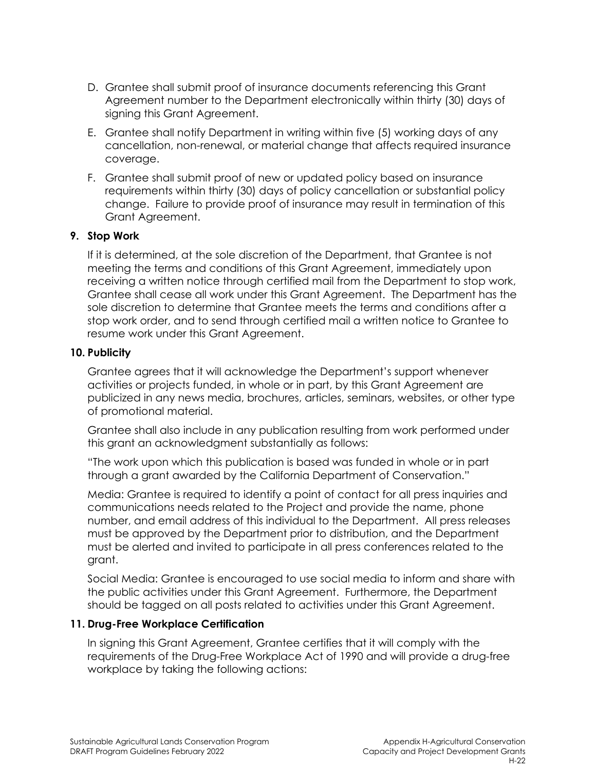D. Grantee shall submit proof of insurance documents referencing this Grant Agreement number to the Department electronically within thirty (30) days of signing this Grant Agreement.

E. Grantee shall notify Department in writing within five (5) working days of any cancellation, non-renewal, or material change that affects required insurance coverage.

F. Grantee shall submit proof of new or updated policy based on insurance requirements within thirty (30) days of policy cancellation or substantial policy change. Failure to provide proof of insurance may result in termination of this Grant Agreement.

**9. Stop Work**

If it is determined, at the sole discretion of the Department, that Grantee is not meeting the terms and conditions of this Grant Agreement, immediately upon receiving a written notice through certified mail from the Department to stop work, Grantee shall cease all work under this Grant Agreement. The Department has the sole discretion to determine that Grantee meets the terms and conditions after a stop work order, and to send through certified mail a written notice to Grantee to resume work under this Grant Agreement.

**10. Publicity**

Grantee agrees that it will acknowledge the Department's support whenever activities or projects funded, in whole or in part, by this Grant Agreement are publicized in any news media, brochures, articles, seminars, websites, or other type of promotional material.

Grantee shall also include in any publication resulting from work performed under this grant an acknowledgment substantially as follows:

"The work upon which this publication is based was funded in whole or in part through a grant awarded by the California Department of Conservation."

Media: Grantee is required to identify a point of contact for all press inquiries and communications needs related to the Project and provide the name, phone number, and email address of this individual to the Department. All press releases must be approved by the Department prior to distribution, and the Department must be alerted and invited to participate in all press conferences related to the grant.

Social Media: Grantee is encouraged to use social media to inform and share with the public activities under this Grant Agreement. Furthermore, the Department should be tagged on all posts related to activities under this Grant Agreement.

**11. Drug-Free Workplace Certification**

In signing this Grant Agreement, Grantee certifies that it will comply with the requirements of the Drug-Free Workplace Act of 1990 and will provide a drug-free workplace by taking the following actions: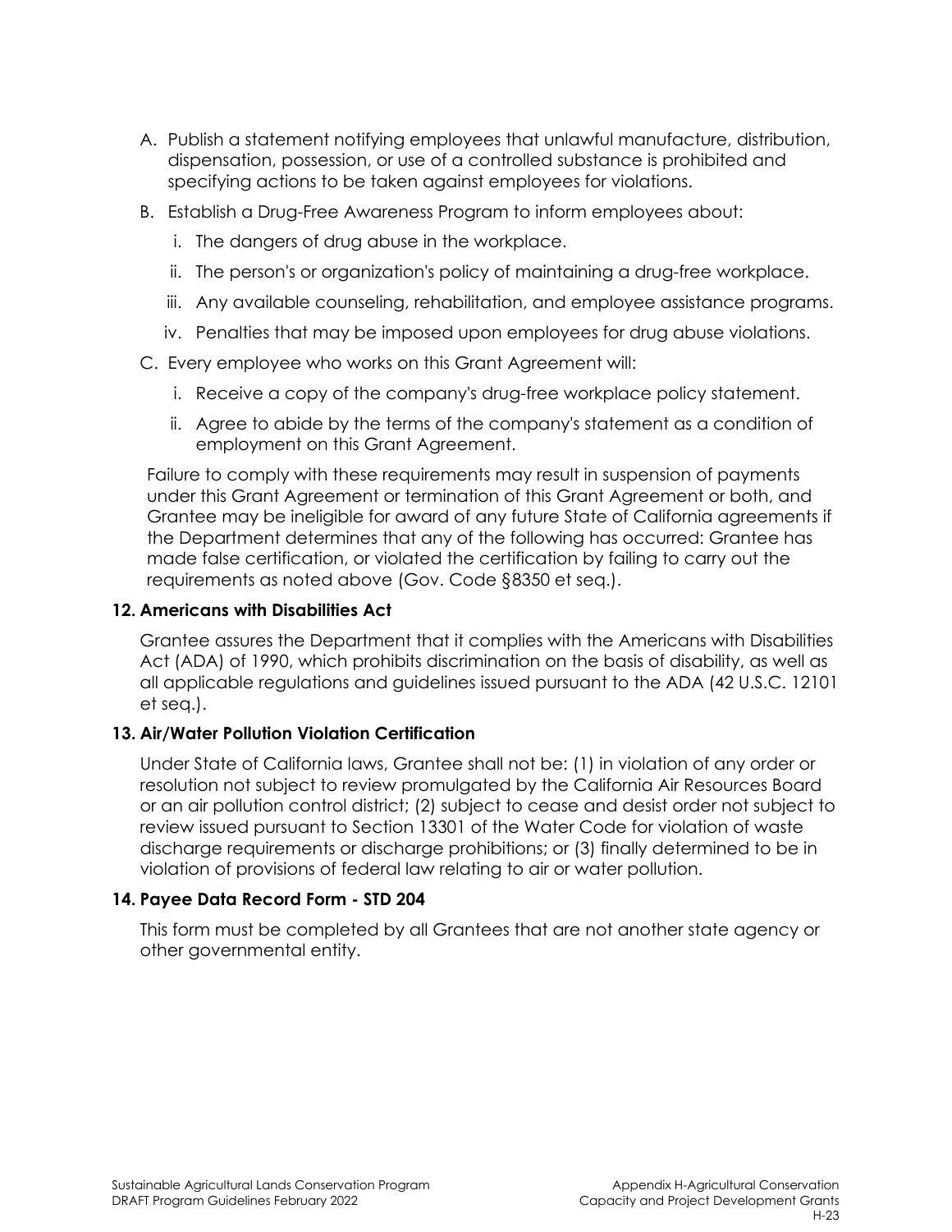A. Publish a statement notifying employees that unlawful manufacture, distribution, dispensation, possession, or use of a controlled substance is prohibited and specifying actions to be taken against employees for violations.

B. Establish a Drug-Free Awareness Program to inform employees about:

   i. The dangers of drug abuse in the workplace.

   ii. The person's or organization's policy of maintaining a drug-free workplace.

   iii. Any available counseling, rehabilitation, and employee assistance programs.

   iv. Penalties that may be imposed upon employees for drug abuse violations.

C. Every employee who works on this Grant Agreement will:

   i. Receive a copy of the company's drug-free workplace policy statement.

   ii. Agree to abide by the terms of the company's statement as a condition of employment on this Grant Agreement.

Failure to comply with these requirements may result in suspension of payments under this Grant Agreement or termination of this Grant Agreement or both, and Grantee may be ineligible for award of any future State of California agreements if the Department determines that any of the following has occurred: Grantee has made false certification, or violated the certification by failing to carry out the requirements as noted above (Gov. Code §8350 et seq.).

**12. Americans with Disabilities Act**

Grantee assures the Department that it complies with the Americans with Disabilities Act (ADA) of 1990, which prohibits discrimination on the basis of disability, as well as all applicable regulations and guidelines issued pursuant to the ADA (42 U.S.C. 12101 et seq.).

**13. Air/Water Pollution Violation Certification**

Under State of California laws, Grantee shall not be: (1) in violation of any order or resolution not subject to review promulgated by the California Air Resources Board or an air pollution control district; (2) subject to cease and desist order not subject to review issued pursuant to Section 13301 of the Water Code for violation of waste discharge requirements or discharge prohibitions; or (3) finally determined to be in violation of provisions of federal law relating to air or water pollution.

**14. Payee Data Record Form - STD 204**

This form must be completed by all Grantees that are not another state agency or other governmental entity.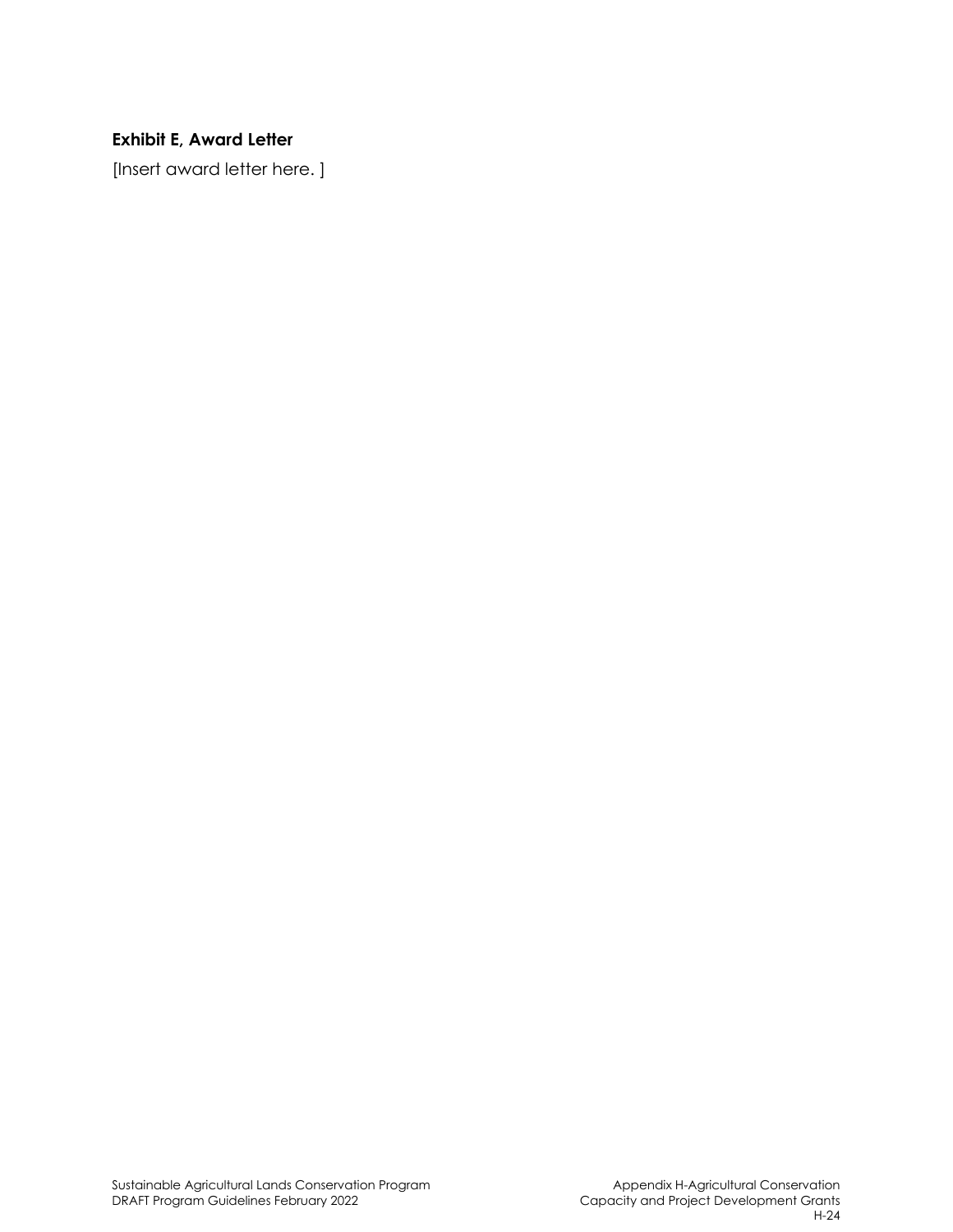**Exhibit E, Award Letter**

[Insert award letter here. ]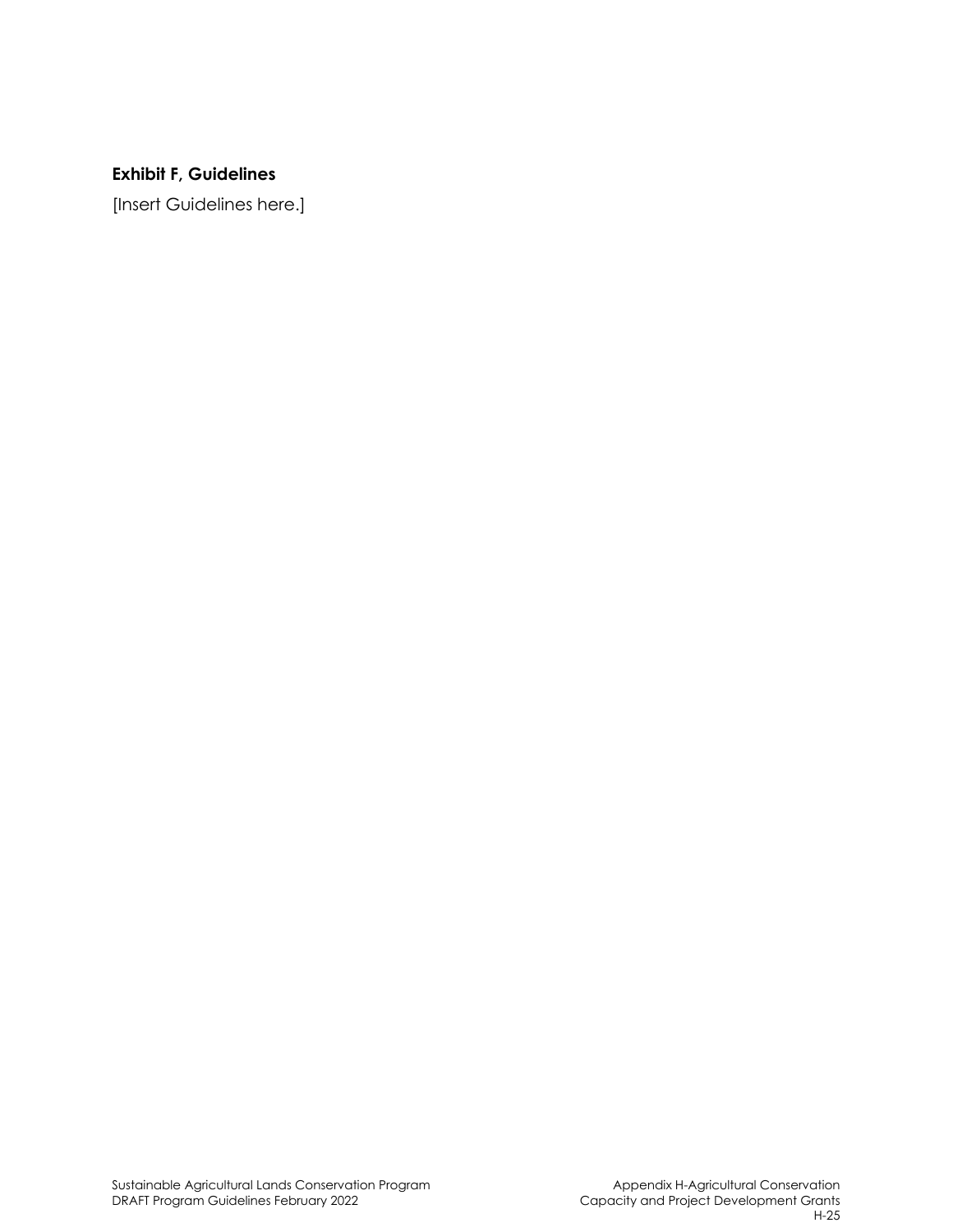**Exhibit F, Guidelines**

[Insert Guidelines here.]